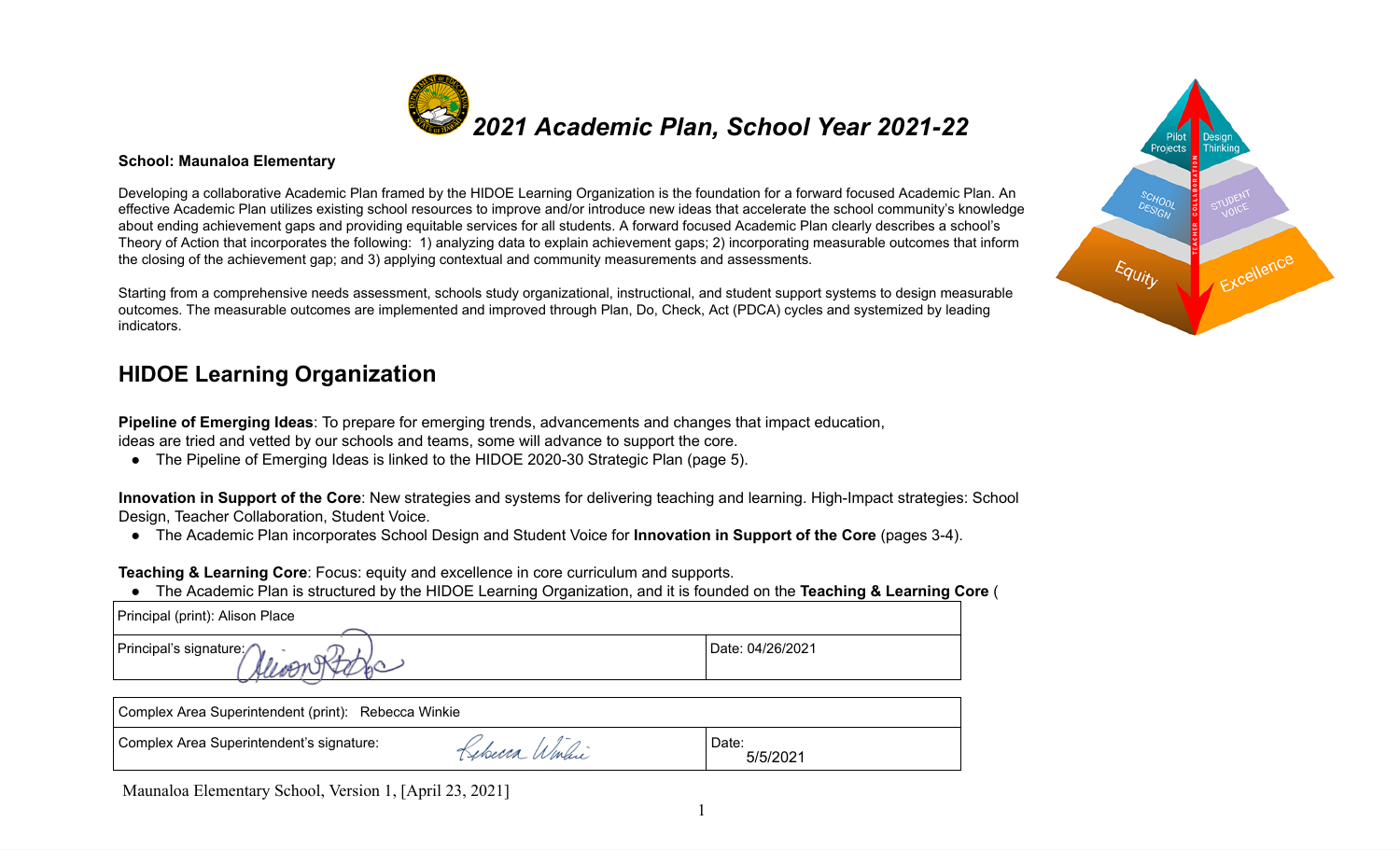# *2021 Academic Plan, School Year 2021-22*

**School: Maunaloa Elementary**

Developing a collaborative Academic Plan framed by the HIDOE Learning Organization is the foundation for a forward focused Academic Plan. An effective Academic Plan utilizes existing school resources to improve and/or introduce new ideas that accelerate the school community's knowledge about ending achievement gaps and providing equitable services for all students. A forward focused Academic Plan clearly describes a school's Theory of Action that incorporates the following: 1) analyzing data to explain achievement gaps; 2) incorporating measurable outcomes that inform the closing of the achievement gap; and 3) applying contextual and community measurements and assessments.

Starting from a comprehensive needs assessment, schools study organizational, instructional, and student support systems to design measurable outcomes. The measurable outcomes are implemented and improved through Plan, Do, Check, Act (PDCA) cycles and systemized by leading indicators.

## HIDOE Learning Organization

**Pipeline of Emerging Ideas**: To prepare for emerging trends, advancements and changes that impact education, ideas are tried and vetted by our schools and teams, some will advance to support the core.

- The Pipeline of Emerging Ideas is linked to the HIDOE 2020-30 Strategic Plan (page 5).

**Innovation in Support of the Core**: New strategies and systems for delivering teaching and learning. High-Impact strategies: School Design, Teacher Collaboration, Student Voice.

- The Academic Plan incorporates School Design and Student Voice for **Innovation in Support of the Core** (pages 3-4).

**Teaching & Learning Core**: Focus: equity and excellence in core curriculum and supports.

- The Academic Plan is structured by the HIDOE Learning Organization, and it is founded on the **Teaching & Learning Core** (

| Principal (print): Alison Place | |
|---|---|
| Principal's signature: | Date: 04/26/2021 |

| Complex Area Superintendent (print): Rebecca Winkie | |
|---|---|
| Complex Area Superintendent's signature: | Date: 5/5/2021 |

Maunaloa Elementary School, Version 1, [April 23, 2021]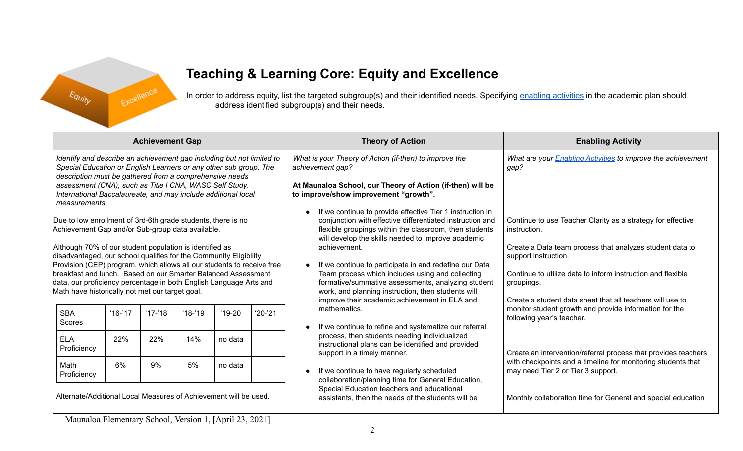## Teaching & Learning Core: Equity and Excellence

In order to address equity, list the targeted subgroup(s) and their identified needs. Specifying [enabling activities](#) in the academic plan should address identified subgroup(s) and their needs.

| Achievement Gap | Theory of Action | Enabling Activity |
|---|---|---|
| *Identify and describe an achievement gap including but not limited to Special Education or English Learners or any other sub group. The description must be gathered from a comprehensive needs assessment (CNA), such as Title I CNA, WASC Self Study, International Baccalaureate, and may include additional local measurements.*<br><br>Due to low enrollment of 3rd-6th grade students, there is no Achievement Gap and/or Sub-group data available.<br><br>Although 70% of our student population is identified as disadvantaged, our school qualifies for the Community Eligibility Provision (CEP) program, which allows all our students to receive free breakfast and lunch. Based on our Smarter Balanced Assessment data, our proficiency percentage in both English Language Arts and Math have historically not met our target goal.<br><br>SBA Scores: '16-'17 / '17-'18 / '18-'19 / '19-20 / '20-'21<br>ELA Proficiency: 22% / 22% / 14% / no data / <br>Math Proficiency: 6% / 9% / 5% / no data / <br><br>Alternate/Additional Local Measures of Achievement will be used. | *What is your Theory of Action (if-then) to improve the achievement gap?*<br><br>**At Maunaloa School, our Theory of Action (if-then) will be to improve/show improvement "growth".**<br><br>• If we continue to provide effective Tier 1 instruction in conjunction with effective differentiated instruction and flexible groupings within the classroom, then students will develop the skills needed to improve academic achievement.<br><br>• If we continue to participate in and redefine our Data Team process which includes using and collecting formative/summative assessments, analyzing student work, and planning instruction, then students will improve their academic achievement in ELA and mathematics.<br><br>• If we continue to refine and systematize our referral process, then students needing individualized instructional plans can be identified and provided support in a timely manner.<br><br>• If we continue to have regularly scheduled collaboration/planning time for General Education, Special Education teachers and educational assistants, then the needs of the students will be | *What are your [Enabling Activities](#) to improve the achievement gap?*<br><br>Continue to use Teacher Clarity as a strategy for effective instruction.<br><br>Create a Data team process that analyzes student data to support instruction.<br><br>Continue to utilize data to inform instruction and flexible groupings.<br><br>Create a student data sheet that all teachers will use to monitor student growth and provide information for the following year's teacher.<br><br>Create an intervention/referral process that provides teachers with checkpoints and a timeline for monitoring students that may need Tier 2 or Tier 3 support.<br><br>Monthly collaboration time for General and special education |

| SBA Scores | '16-'17 | '17-'18 | '18-'19 | '19-20 | '20-'21 |
|---|---|---|---|---|---|
| ELA Proficiency | 22% | 22% | 14% | no data | |
| Math Proficiency | 6% | 9% | 5% | no data | |

Maunaloa Elementary School, Version 1, [April 23, 2021]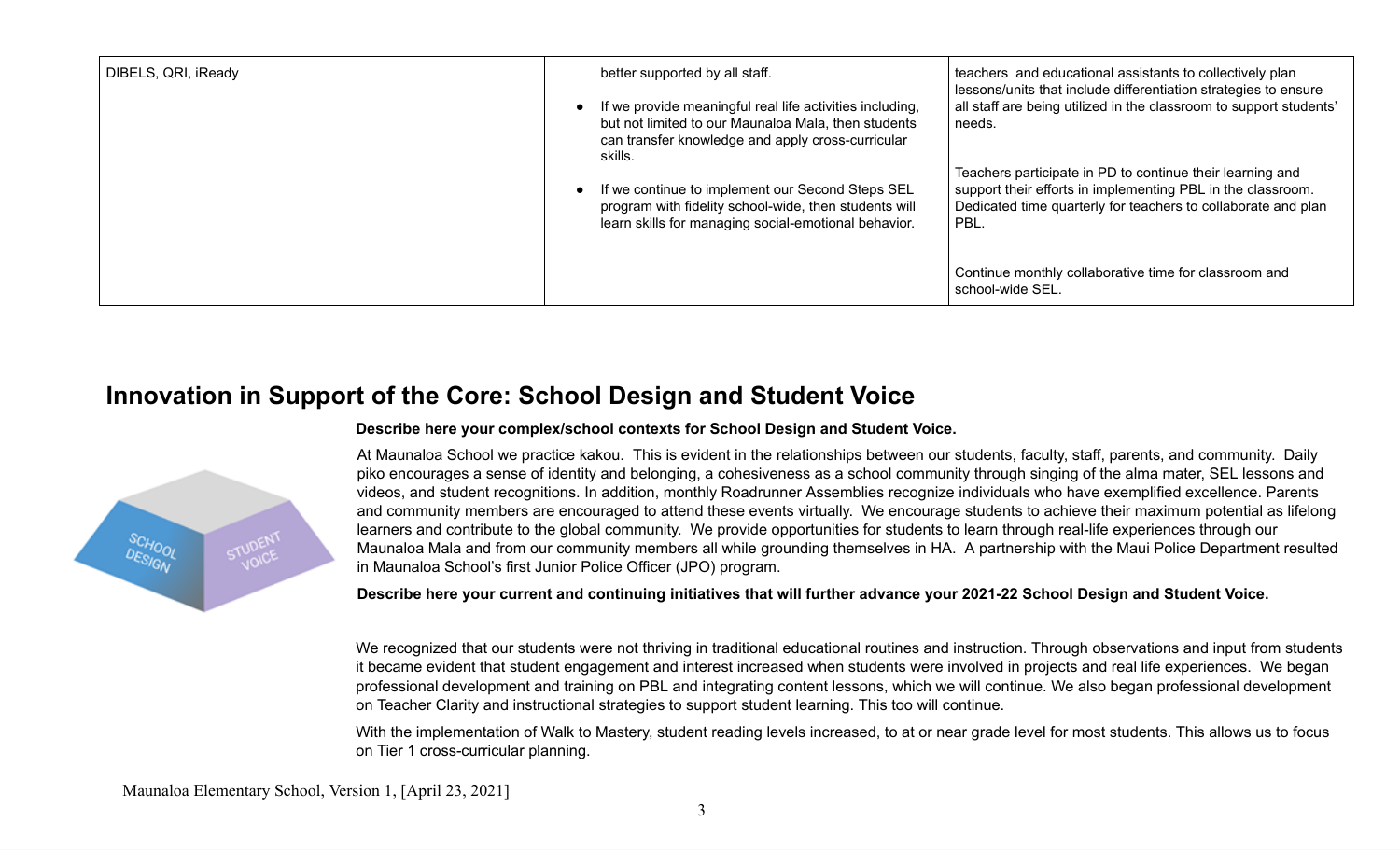| DIBELS, QRI, iReady | better supported by all staff.<br><br>• If we provide meaningful real life activities including, but not limited to our Maunaloa Mala, then students can transfer knowledge and apply cross-curricular skills.<br><br>• If we continue to implement our Second Steps SEL program with fidelity school-wide, then students will learn skills for managing social-emotional behavior. | teachers and educational assistants to collectively plan lessons/units that include differentiation strategies to ensure all staff are being utilized in the classroom to support students' needs.<br><br>Teachers participate in PD to continue their learning and support their efforts in implementing PBL in the classroom. Dedicated time quarterly for teachers to collaborate and plan PBL.<br><br>Continue monthly collaborative time for classroom and school-wide SEL. |
|---|---|---|

## Innovation in Support of the Core: School Design and Student Voice

**Describe here your complex/school contexts for School Design and Student Voice.**

At Maunaloa School we practice kakou. This is evident in the relationships between our students, faculty, staff, parents, and community. Daily piko encourages a sense of identity and belonging, a cohesiveness as a school community through singing of the alma mater, SEL lessons and videos, and student recognitions. In addition, monthly Roadrunner Assemblies recognize individuals who have exemplified excellence. Parents and community members are encouraged to attend these events virtually. We encourage students to achieve their maximum potential as lifelong learners and contribute to the global community. We provide opportunities for students to learn through real-life experiences through our Maunaloa Mala and from our community members all while grounding themselves in HA. A partnership with the Maui Police Department resulted in Maunaloa School's first Junior Police Officer (JPO) program.

**Describe here your current and continuing initiatives that will further advance your 2021-22 School Design and Student Voice.**

We recognized that our students were not thriving in traditional educational routines and instruction. Through observations and input from students it became evident that student engagement and interest increased when students were involved in projects and real life experiences. We began professional development and training on PBL and integrating content lessons, which we will continue. We also began professional development on Teacher Clarity and instructional strategies to support student learning. This too will continue.

With the implementation of Walk to Mastery, student reading levels increased, to at or near grade level for most students. This allows us to focus on Tier 1 cross-curricular planning.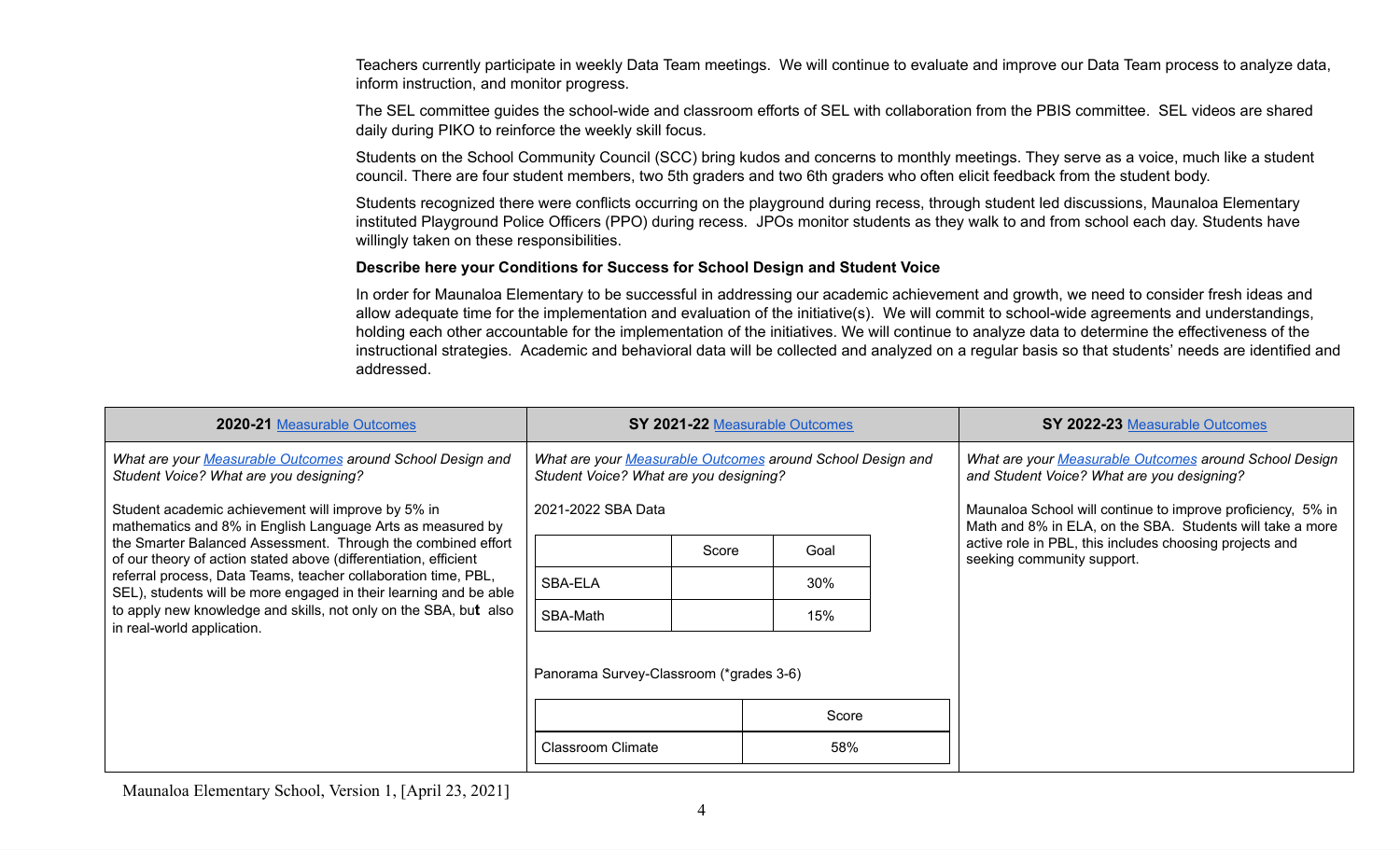Teachers currently participate in weekly Data Team meetings. We will continue to evaluate and improve our Data Team process to analyze data, inform instruction, and monitor progress.

The SEL committee guides the school-wide and classroom efforts of SEL with collaboration from the PBIS committee. SEL videos are shared daily during PIKO to reinforce the weekly skill focus.

Students on the School Community Council (SCC) bring kudos and concerns to monthly meetings. They serve as a voice, much like a student council. There are four student members, two 5th graders and two 6th graders who often elicit feedback from the student body.

Students recognized there were conflicts occurring on the playground during recess, through student led discussions, Maunaloa Elementary instituted Playground Police Officers (PPO) during recess. JPOs monitor students as they walk to and from school each day. Students have willingly taken on these responsibilities.

**Describe here your Conditions for Success for School Design and Student Voice**

In order for Maunaloa Elementary to be successful in addressing our academic achievement and growth, we need to consider fresh ideas and allow adequate time for the implementation and evaluation of the initiative(s). We will commit to school-wide agreements and understandings, holding each other accountable for the implementation of the initiatives. We will continue to analyze data to determine the effectiveness of the instructional strategies. Academic and behavioral data will be collected and analyzed on a regular basis so that students' needs are identified and addressed.

| **2020-21** Measurable Outcomes | **SY 2021-22** Measurable Outcomes | **SY 2022-23** Measurable Outcomes |
|---|---|---|
| *What are your Measurable Outcomes around School Design and Student Voice? What are you designing?*<br><br>Student academic achievement will improve by 5% in mathematics and 8% in English Language Arts as measured by the Smarter Balanced Assessment. Through the combined effort of our theory of action stated above (differentiation, efficient referral process, Data Teams, teacher collaboration time, PBL, SEL), students will be more engaged in their learning and be able to apply new knowledge and skills, not only on the SBA, but also in real-world application. | *What are your Measurable Outcomes around School Design and Student Voice? What are you designing?*<br><br>2021-2022 SBA Data<br><br>(see SBA Data table below)<br><br>Panorama Survey-Classroom (*grades 3-6)<br><br>(see Panorama Survey table below) | *What are your Measurable Outcomes around School Design and Student Voice? What are you designing?*<br><br>Maunaloa School will continue to improve proficiency, 5% in Math and 8% in ELA, on the SBA. Students will take a more active role in PBL, this includes choosing projects and seeking community support. |

2021-2022 SBA Data

| | Score | Goal |
|---|---|---|
| SBA-ELA | | 30% |
| SBA-Math | | 15% |

Panorama Survey-Classroom (*grades 3-6)

| | Score |
|---|---|
| Classroom Climate | 58% |

Maunaloa Elementary School, Version 1, [April 23, 2021]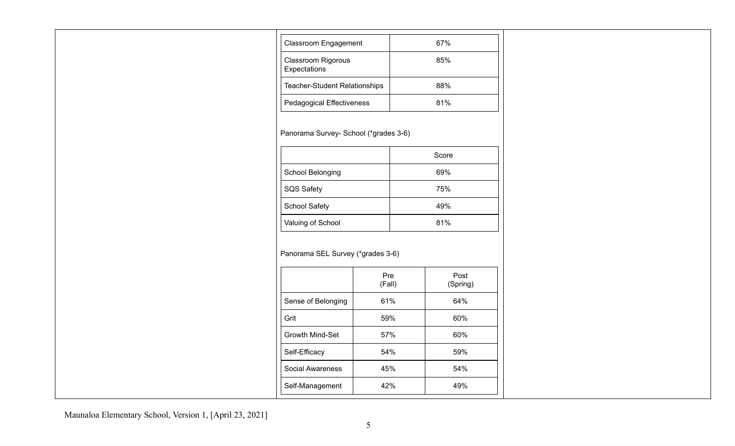| | |
|---|---|
| Classroom Engagement | 67% |
| Classroom Rigorous Expectations | 85% |
| Teacher-Student Relationships | 88% |
| Pedagogical Effectiveness | 81% |

Panorama Survey- School (*grades 3-6)

| | Score |
|---|---|
| School Belonging | 69% |
| SQS Safety | 75% |
| School Safety | 49% |
| Valuing of School | 81% |

Panorama SEL Survey (*grades 3-6)

| | Pre (Fall) | Post (Spring) |
|---|---|---|
| Sense of Belonging | 61% | 64% |
| Grit | 59% | 60% |
| Growth Mind-Set | 57% | 60% |
| Self-Efficacy | 54% | 59% |
| Social Awareness | 45% | 54% |
| Self-Management | 42% | 49% |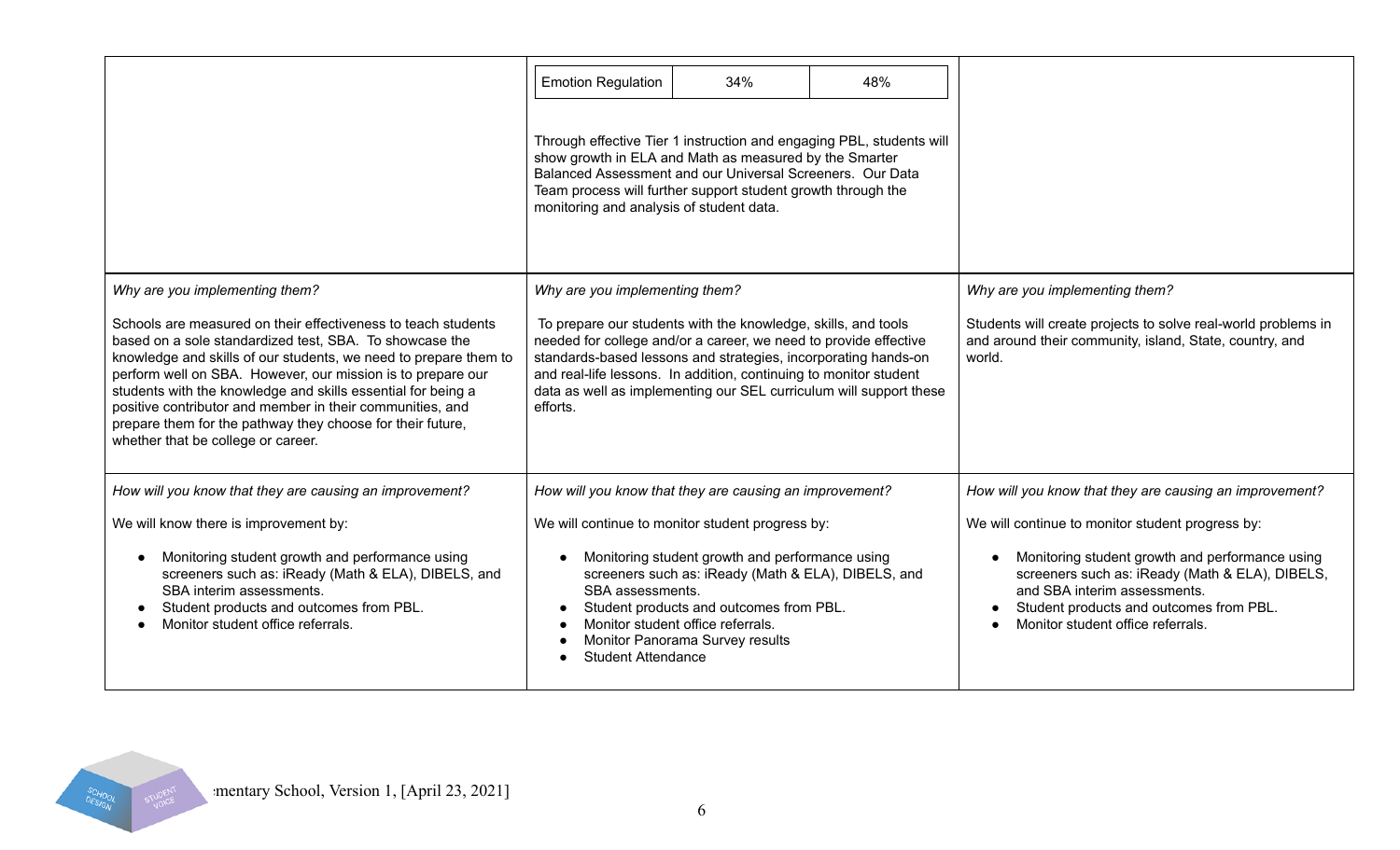| | | |
|---|---|---|
| | Emotion Regulation \| 34% \| 48%<br><br>Through effective Tier 1 instruction and engaging PBL, students will show growth in ELA and Math as measured by the Smarter Balanced Assessment and our Universal Screeners. Our Data Team process will further support student growth through the monitoring and analysis of student data. | |
| *Why are you implementing them?*<br><br>Schools are measured on their effectiveness to teach students based on a sole standardized test, SBA. To showcase the knowledge and skills of our students, we need to prepare them to perform well on SBA. However, our mission is to prepare our students with the knowledge and skills essential for being a positive contributor and member in their communities, and prepare them for the pathway they choose for their future, whether that be college or career. | *Why are you implementing them?*<br><br>To prepare our students with the knowledge, skills, and tools needed for college and/or a career, we need to provide effective standards-based lessons and strategies, incorporating hands-on and real-life lessons. In addition, continuing to monitor student data as well as implementing our SEL curriculum will support these efforts. | *Why are you implementing them?*<br><br>Students will create projects to solve real-world problems in and around their community, island, State, country, and world. |
| *How will you know that they are causing an improvement?*<br><br>We will know there is improvement by:<br><br>• Monitoring student growth and performance using screeners such as: iReady (Math & ELA), DIBELS, and SBA interim assessments.<br>• Student products and outcomes from PBL.<br>• Monitor student office referrals. | *How will you know that they are causing an improvement?*<br><br>We will continue to monitor student progress by:<br><br>• Monitoring student growth and performance using screeners such as: iReady (Math & ELA), DIBELS, and SBA assessments.<br>• Student products and outcomes from PBL.<br>• Monitor student office referrals.<br>• Monitor Panorama Survey results<br>• Student Attendance | *How will you know that they are causing an improvement?*<br><br>We will continue to monitor student progress by:<br><br>• Monitoring student growth and performance using screeners such as: iReady (Math & ELA), DIBELS, and SBA interim assessments.<br>• Student products and outcomes from PBL.<br>• Monitor student office referrals. |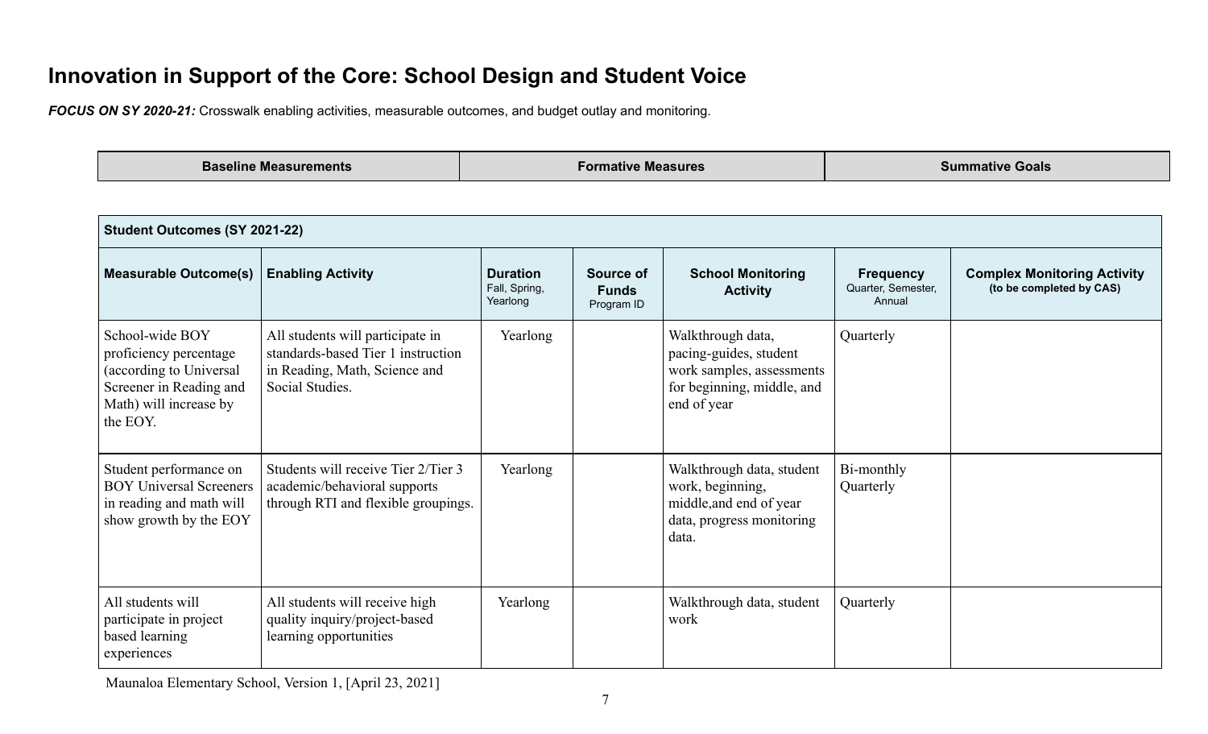# Innovation in Support of the Core: School Design and Student Voice

***FOCUS ON SY 2020-21:*** Crosswalk enabling activities, measurable outcomes, and budget outlay and monitoring.

| Baseline Measurements | Formative Measures | Summative Goals |
|---|---|---|

| Student Outcomes (SY 2021-22) | | | | | | |
|---|---|---|---|---|---|---|
| **Measurable Outcome(s)** | **Enabling Activity** | **Duration** Fall, Spring, Yearlong | **Source of Funds** Program ID | **School Monitoring Activity** | **Frequency** Quarter, Semester, Annual | **Complex Monitoring Activity (to be completed by CAS)** |
| School-wide BOY proficiency percentage (according to Universal Screener in Reading and Math) will increase by the EOY. | All students will participate in standards-based Tier 1 instruction in Reading, Math, Science and Social Studies. | Yearlong | | Walkthrough data, pacing-guides, student work samples, assessments for beginning, middle, and end of year | Quarterly | |
| Student performance on BOY Universal Screeners in reading and math will show growth by the EOY | Students will receive Tier 2/Tier 3 academic/behavioral supports through RTI and flexible groupings. | Yearlong | | Walkthrough data, student work, beginning, middle,and end of year data, progress monitoring data. | Bi-monthly Quarterly | |
| All students will participate in project based learning experiences | All students will receive high quality inquiry/project-based learning opportunities | Yearlong | | Walkthrough data, student work | Quarterly | |

Maunaloa Elementary School, Version 1, [April 23, 2021]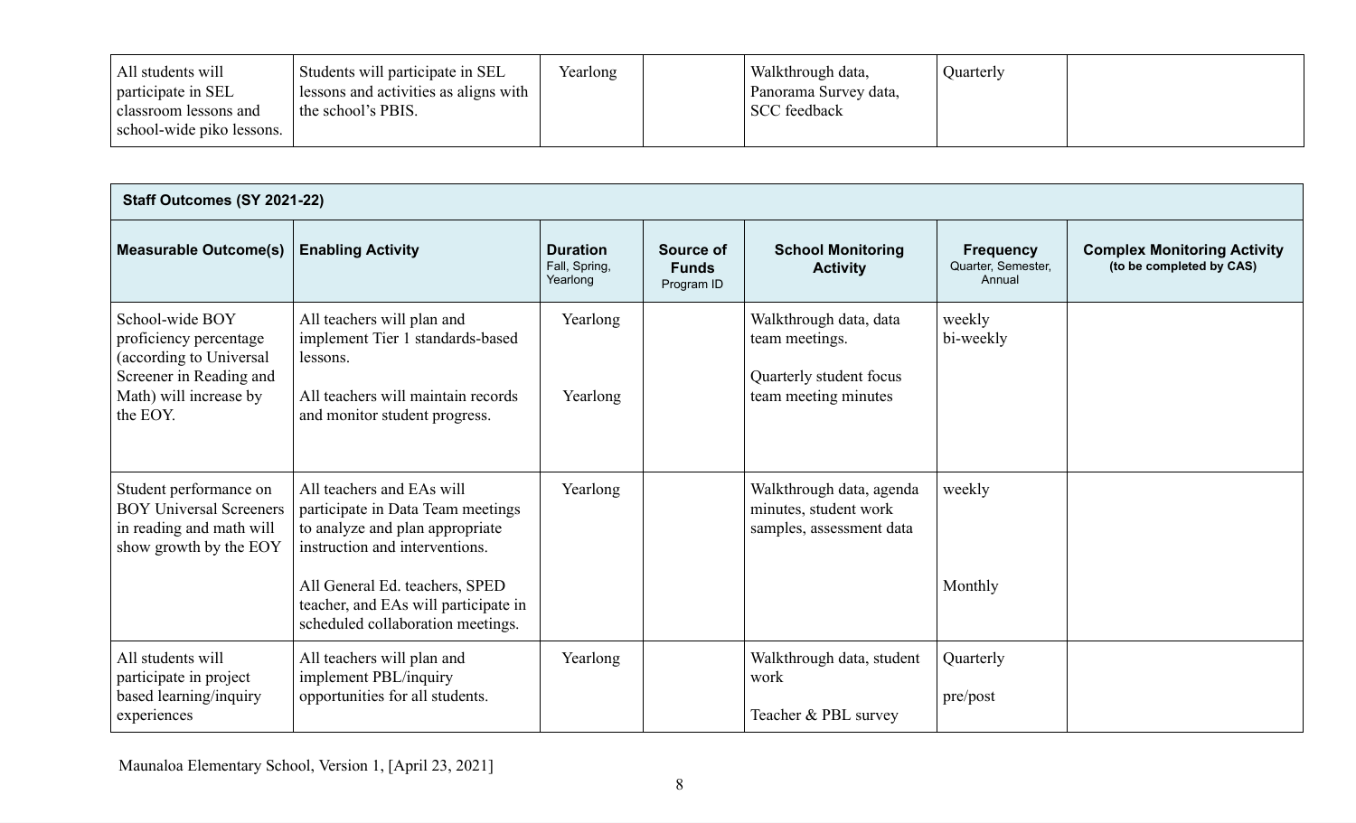| All students will participate in SEL classroom lessons and school-wide piko lessons. | Students will participate in SEL lessons and activities as aligns with the school's PBIS. | Yearlong | | Walkthrough data, Panorama Survey data, SCC feedback | Quarterly | |
|---|---|---|---|---|---|---|

| **Staff Outcomes (SY 2021-22)** | | | | | | |
|---|---|---|---|---|---|---|
| **Measurable Outcome(s)** | **Enabling Activity** | **Duration** Fall, Spring, Yearlong | **Source of Funds** Program ID | **School Monitoring Activity** | **Frequency** Quarter, Semester, Annual | **Complex Monitoring Activity** (to be completed by CAS) |
| School-wide BOY proficiency percentage (according to Universal Screener in Reading and Math) will increase by the EOY. | All teachers will plan and implement Tier 1 standards-based lessons.<br><br>All teachers will maintain records and monitor student progress. | Yearlong<br><br>Yearlong | | Walkthrough data, data team meetings.<br><br>Quarterly student focus team meeting minutes | weekly<br>bi-weekly | |
| Student performance on BOY Universal Screeners in reading and math will show growth by the EOY | All teachers and EAs will participate in Data Team meetings to analyze and plan appropriate instruction and interventions.<br><br>All General Ed. teachers, SPED teacher, and EAs will participate in scheduled collaboration meetings. | Yearlong | | Walkthrough data, agenda minutes, student work samples, assessment data | weekly<br><br>Monthly | |
| All students will participate in project based learning/inquiry experiences | All teachers will plan and implement PBL/inquiry opportunities for all students. | Yearlong | | Walkthrough data, student work<br><br>Teacher & PBL survey | Quarterly<br><br>pre/post | |

Maunaloa Elementary School, Version 1, [April 23, 2021]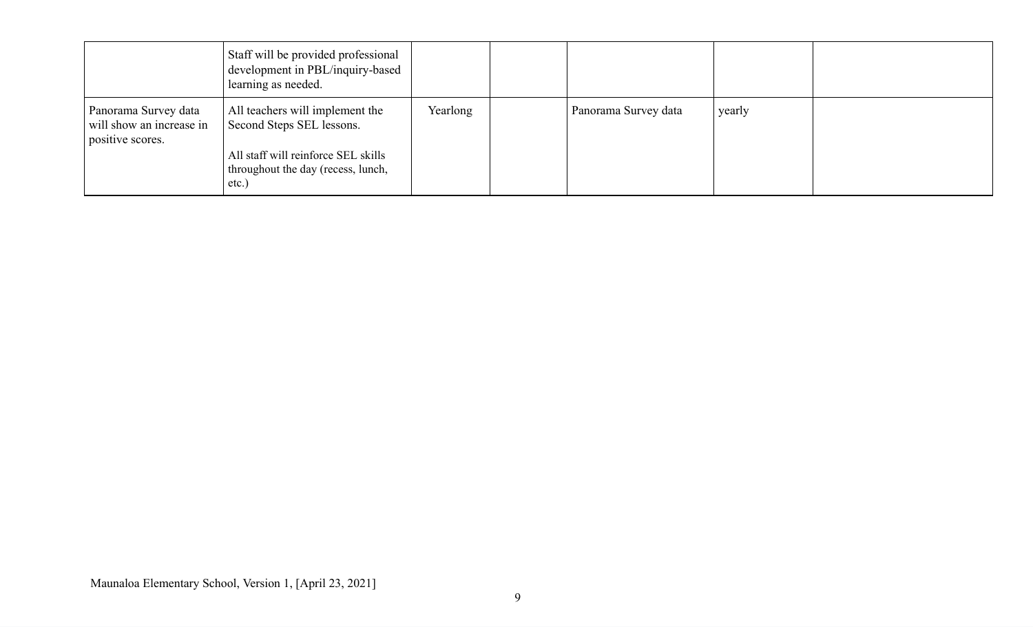| | | | | | | |
|---|---|---|---|---|---|---|
| | Staff will be provided professional development in PBL/inquiry-based learning as needed. | | | | | |
| Panorama Survey data will show an increase in positive scores. | All teachers will implement the Second Steps SEL lessons.<br><br>All staff will reinforce SEL skills throughout the day (recess, lunch, etc.) | Yearlong | | Panorama Survey data | yearly | |

Maunaloa Elementary School, Version 1, [April 23, 2021]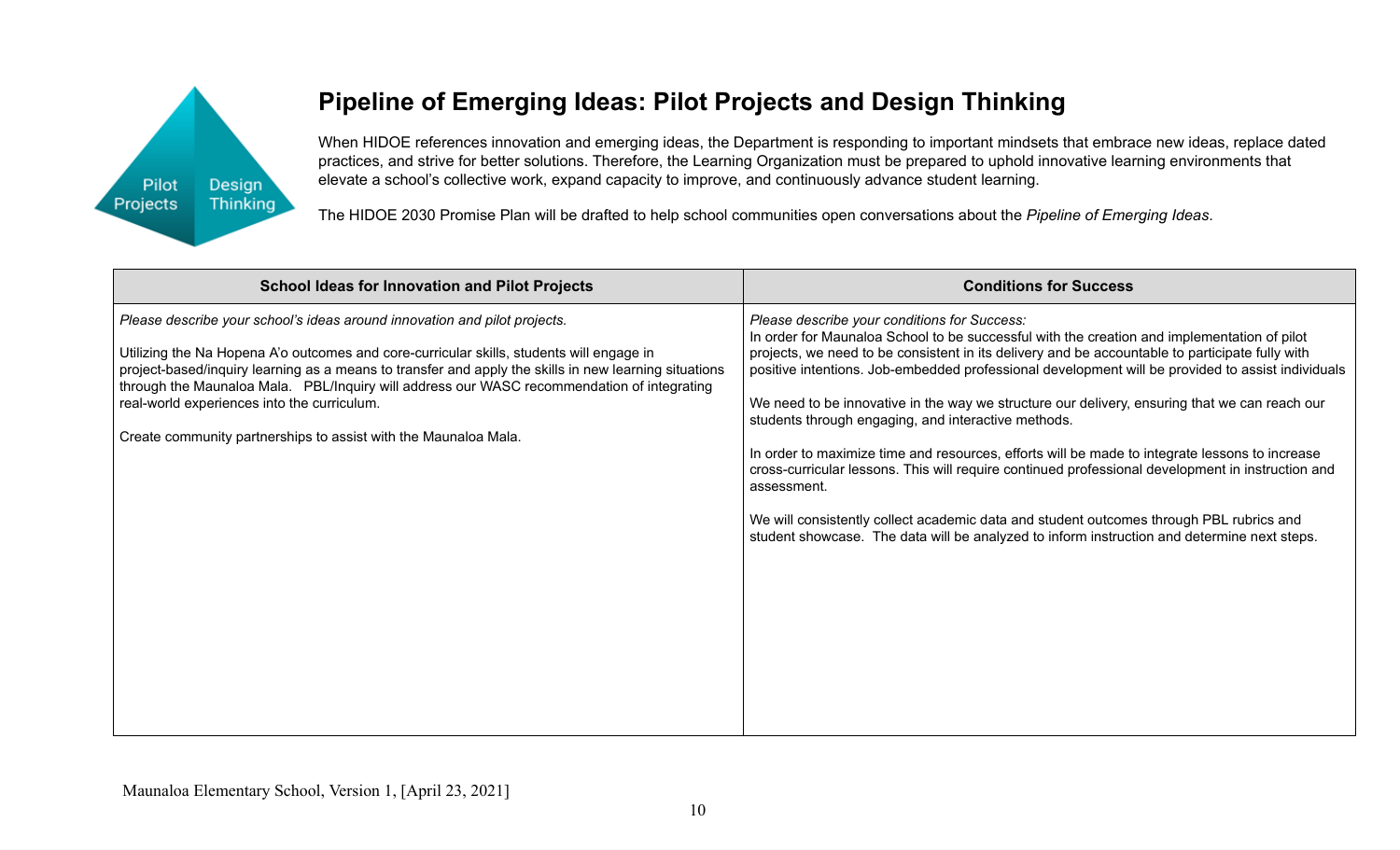# Pipeline of Emerging Ideas: Pilot Projects and Design Thinking

When HIDOE references innovation and emerging ideas, the Department is responding to important mindsets that embrace new ideas, replace dated practices, and strive for better solutions. Therefore, the Learning Organization must be prepared to uphold innovative learning environments that elevate a school's collective work, expand capacity to improve, and continuously advance student learning.

The HIDOE 2030 Promise Plan will be drafted to help school communities open conversations about the *Pipeline of Emerging Ideas*.

| School Ideas for Innovation and Pilot Projects | Conditions for Success |
|---|---|
| *Please describe your school's ideas around innovation and pilot projects.*<br><br>Utilizing the Na Hopena A'o outcomes and core-curricular skills, students will engage in project-based/inquiry learning as a means to transfer and apply the skills in new learning situations through the Maunaloa Mala. PBL/Inquiry will address our WASC recommendation of integrating real-world experiences into the curriculum.<br><br>Create community partnerships to assist with the Maunaloa Mala. | *Please describe your conditions for Success:*<br>In order for Maunaloa School to be successful with the creation and implementation of pilot projects, we need to be consistent in its delivery and be accountable to participate fully with positive intentions. Job-embedded professional development will be provided to assist individuals<br><br>We need to be innovative in the way we structure our delivery, ensuring that we can reach our students through engaging, and interactive methods.<br><br>In order to maximize time and resources, efforts will be made to integrate lessons to increase cross-curricular lessons. This will require continued professional development in instruction and assessment.<br><br>We will consistently collect academic data and student outcomes through PBL rubrics and student showcase. The data will be analyzed to inform instruction and determine next steps. |

Maunaloa Elementary School, Version 1, [April 23, 2021]